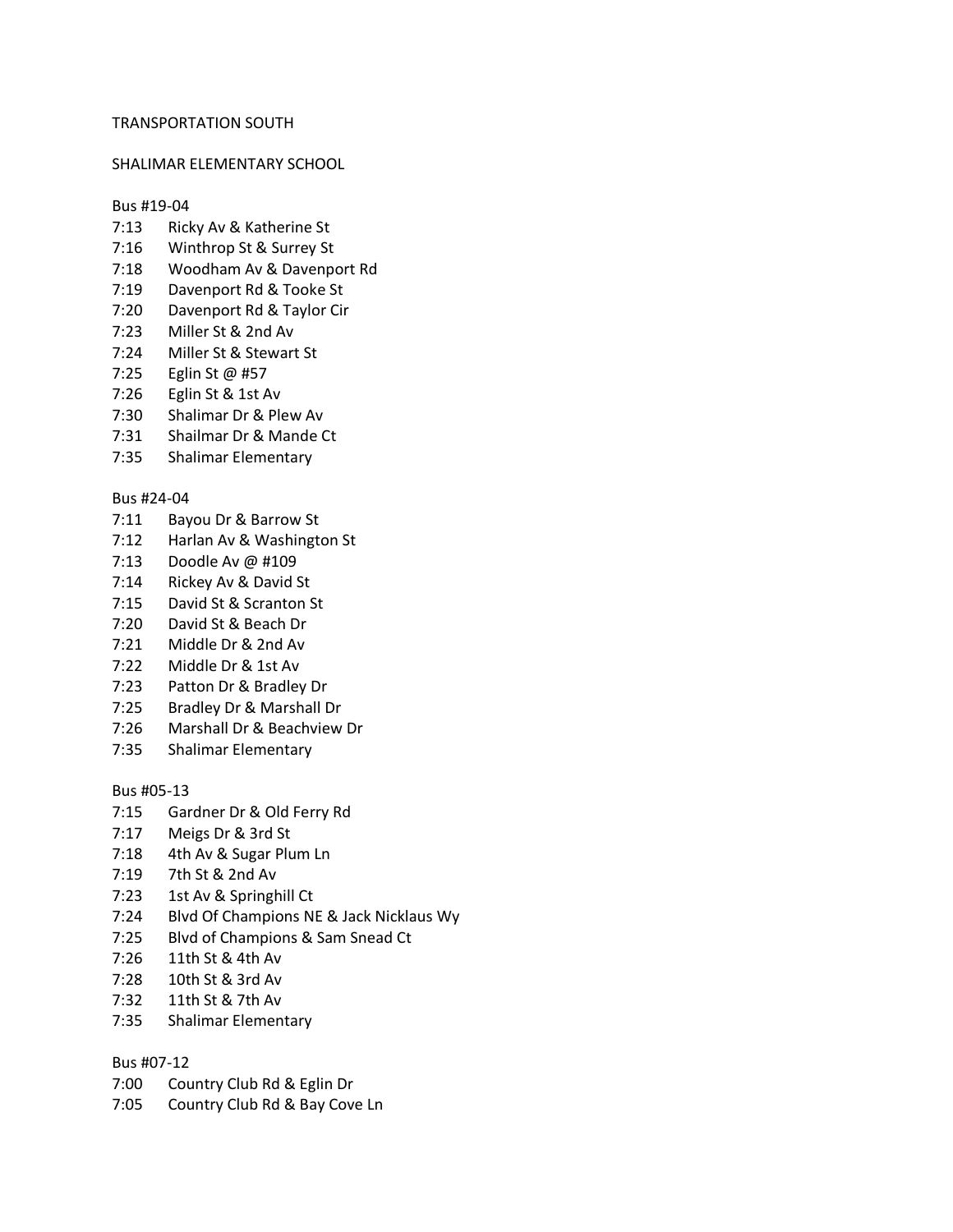TRANSPORTATION SOUTH

SHALIMAR ELEMENTARY SCHOOL

Bus #19-04

| | |
|---|---|
| 7:13 | Ricky Av & Katherine St |
| 7:16 | Winthrop St & Surrey St |
| 7:18 | Woodham Av & Davenport Rd |
| 7:19 | Davenport Rd & Tooke St |
| 7:20 | Davenport Rd & Taylor Cir |
| 7:23 | Miller St & 2nd Av |
| 7:24 | Miller St & Stewart St |
| 7:25 | Eglin St @ #57 |
| 7:26 | Eglin St & 1st Av |
| 7:30 | Shalimar Dr & Plew Av |
| 7:31 | Shailmar Dr & Mande Ct |
| 7:35 | Shalimar Elementary |

Bus #24-04

| | |
|---|---|
| 7:11 | Bayou Dr & Barrow St |
| 7:12 | Harlan Av & Washington St |
| 7:13 | Doodle Av @ #109 |
| 7:14 | Rickey Av & David St |
| 7:15 | David St & Scranton St |
| 7:20 | David St & Beach Dr |
| 7:21 | Middle Dr & 2nd Av |
| 7:22 | Middle Dr & 1st Av |
| 7:23 | Patton Dr & Bradley Dr |
| 7:25 | Bradley Dr & Marshall Dr |
| 7:26 | Marshall Dr & Beachview Dr |
| 7:35 | Shalimar Elementary |

Bus #05-13

| | |
|---|---|
| 7:15 | Gardner Dr & Old Ferry Rd |
| 7:17 | Meigs Dr & 3rd St |
| 7:18 | 4th Av & Sugar Plum Ln |
| 7:19 | 7th St & 2nd Av |
| 7:23 | 1st Av & Springhill Ct |
| 7:24 | Blvd Of Champions NE & Jack Nicklaus Wy |
| 7:25 | Blvd of Champions & Sam Snead Ct |
| 7:26 | 11th St & 4th Av |
| 7:28 | 10th St & 3rd Av |
| 7:32 | 11th St & 7th Av |
| 7:35 | Shalimar Elementary |

Bus #07-12

| | |
|---|---|
| 7:00 | Country Club Rd & Eglin Dr |
| 7:05 | Country Club Rd & Bay Cove Ln |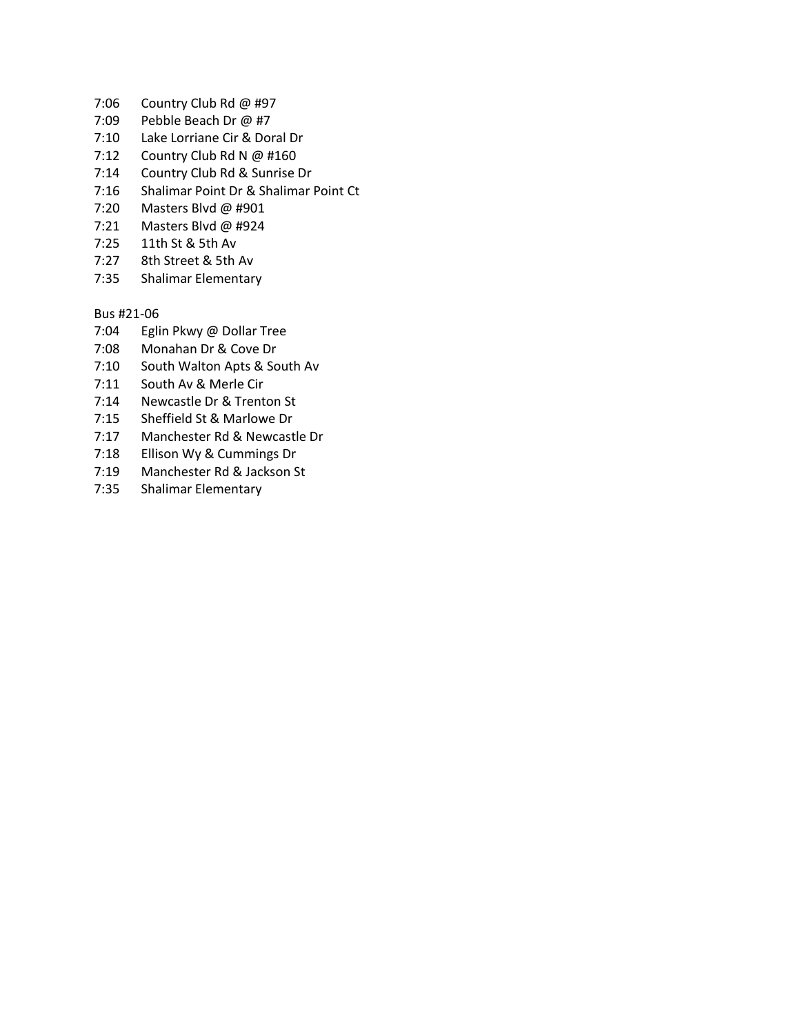7:06 Country Club Rd @ #97
7:09 Pebble Beach Dr @ #7
7:10 Lake Lorriane Cir & Doral Dr
7:12 Country Club Rd N @ #160
7:14 Country Club Rd & Sunrise Dr
7:16 Shalimar Point Dr & Shalimar Point Ct
7:20 Masters Blvd @ #901
7:21 Masters Blvd @ #924
7:25 11th St & 5th Av
7:27 8th Street & 5th Av
7:35 Shalimar Elementary

Bus #21-06
7:04 Eglin Pkwy @ Dollar Tree
7:08 Monahan Dr & Cove Dr
7:10 South Walton Apts & South Av
7:11 South Av & Merle Cir
7:14 Newcastle Dr & Trenton St
7:15 Sheffield St & Marlowe Dr
7:17 Manchester Rd & Newcastle Dr
7:18 Ellison Wy & Cummings Dr
7:19 Manchester Rd & Jackson St
7:35 Shalimar Elementary